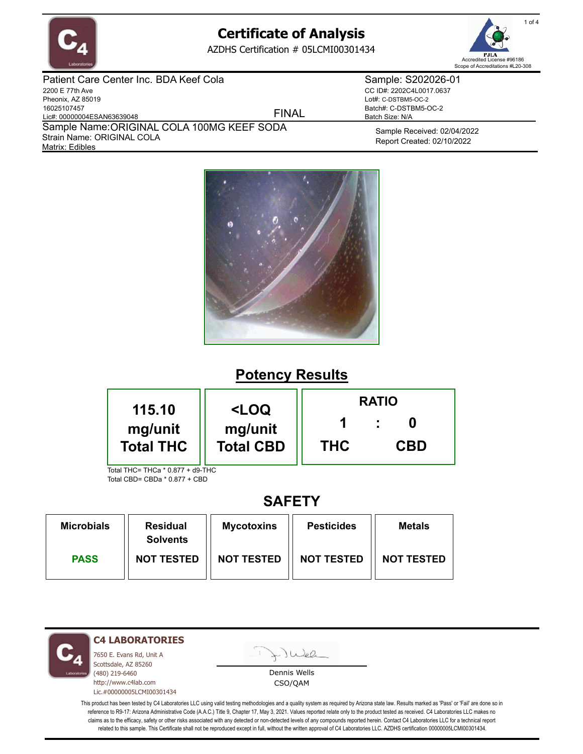# Certificate of Analysis

AZDHS Certification # 05LCMI00301434

Accredited License #96186
Scope of Accreditations #L20-308

**Patient Care Center Inc. BDA Keef Cola**
2200 E 77th Ave
Pheonix, AZ 85019
16025107457
Lic#: 00000004ESAN63639048

FINAL

**Sample: S202026-01**
CC ID#: 2202C4L0017.0637
Lot#: C-DSTBM5-OC-2
Batch#: C-DSTBM5-OC-2
Batch Size: N/A

Sample Name: ORIGINAL COLA 100MG KEEF SODA
Strain Name: ORIGINAL COLA
Matrix: Edibles

Sample Received: 02/04/2022
Report Created: 02/10/2022

## Potency Results

| 115.10 mg/unit Total THC | <LOQ mg/unit Total CBD | RATIO 1 : 0 THC : CBD |
|---|---|---|

Total THC= THCa * 0.877 + d9-THC
Total CBD= CBDa * 0.877 + CBD

## SAFETY

| Microbials | Residual Solvents | Mycotoxins | Pesticides | Metals |
|---|---|---|---|---|
| PASS | NOT TESTED | NOT TESTED | NOT TESTED | NOT TESTED |

**C4 LABORATORIES**
7650 E. Evans Rd, Unit A
Scottsdale, AZ 85260
(480) 219-6460
http://www.c4lab.com
Lic.#00000005LCMI00301434

Dennis Wells
CSO/QAM

This product has been tested by C4 Laboratories LLC using valid testing methodologies and a quality system as required by Arizona state law. Results marked as 'Pass' or 'Fail' are done so in reference to R9-17: Arizona Administrative Code (A.A.C.) Title 9, Chapter 17, May 3, 2021. Values reported relate only to the product tested as received. C4 Laboratories LLC makes no claims as to the efficacy, safety or other risks associated with any detected or non-detected levels of any compounds reported herein. Contact C4 Laboratories LLC for a technical report related to this sample. This Certificate shall not be reproduced except in full, without the written approval of C4 Laboratories LLC. AZDHS certification 00000005LCMI00301434.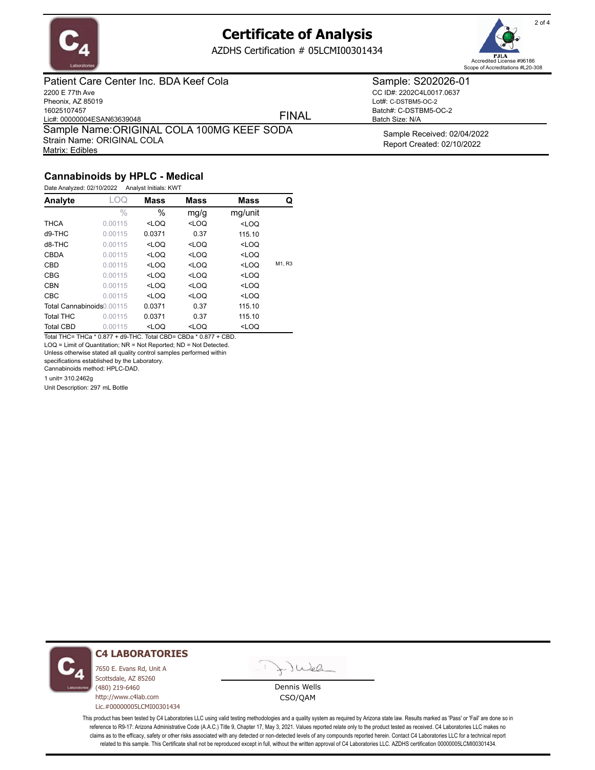# Certificate of Analysis

AZDHS Certification # 05LCMI00301434

PJLA Accredited License #96186
Scope of Accreditations #L20-308

**Patient Care Center Inc. BDA Keef Cola**
2200 E 77th Ave
Pheonix, AZ 85019
16025107457
Lic#: 00000004ESAN63639048

FINAL

**Sample: S202026-01**
CC ID#: 2202C4L0017.0637
Lot#: C-DSTBM5-OC-2
Batch#: C-DSTBM5-OC-2
Batch Size: N/A

Sample Name:ORIGINAL COLA 100MG KEEF SODA
Strain Name: ORIGINAL COLA
Matrix: Edibles

Sample Received: 02/04/2022
Report Created: 02/10/2022

## Cannabinoids by HPLC - Medical

Date Analyzed: 02/10/2022 Analyst Initials: KWT

| Analyte | LOQ | Mass | Mass | Mass | Q |
|---|---|---|---|---|---|
| | % | % | mg/g | mg/unit | |
| THCA | 0.00115 | <LOQ | <LOQ | <LOQ | |
| d9-THC | 0.00115 | 0.0371 | 0.37 | 115.10 | |
| d8-THC | 0.00115 | <LOQ | <LOQ | <LOQ | |
| CBDA | 0.00115 | <LOQ | <LOQ | <LOQ | |
| CBD | 0.00115 | <LOQ | <LOQ | <LOQ | M1, R3 |
| CBG | 0.00115 | <LOQ | <LOQ | <LOQ | |
| CBN | 0.00115 | <LOQ | <LOQ | <LOQ | |
| CBC | 0.00115 | <LOQ | <LOQ | <LOQ | |
| Total Cannabinoids | 0.00115 | 0.0371 | 0.37 | 115.10 | |
| Total THC | 0.00115 | 0.0371 | 0.37 | 115.10 | |
| Total CBD | 0.00115 | <LOQ | <LOQ | <LOQ | |

Total THC= THCa * 0.877 + d9-THC. Total CBD= CBDa * 0.877 + CBD.
LOQ = Limit of Quantitation; NR = Not Reported; ND = Not Detected.
Unless otherwise stated all quality control samples performed within specifications established by the Laboratory.
Cannabinoids method: HPLC-DAD.

1 unit= 310.2462g

Unit Description: 297 mL Bottle

**C4 LABORATORIES**
7650 E. Evans Rd, Unit A
Scottsdale, AZ 85260
(480) 219-6460
http://www.c4lab.com
Lic.#00000005LCMI00301434

Dennis Wells
CSO/QAM

This product has been tested by C4 Laboratories LLC using valid testing methodologies and a quality system as required by Arizona state law. Results marked as 'Pass' or 'Fail' are done so in reference to R9-17: Arizona Administrative Code (A.A.C.) Title 9, Chapter 17, May 3, 2021. Values reported relate only to the product tested as received. C4 Laboratories LLC makes no claims as to the efficacy, safety or other risks associated with any detected or non-detected levels of any compounds reported herein. Contact C4 Laboratories LLC for a technical report related to this sample. This Certificate shall not be reproduced except in full, without the written approval of C4 Laboratories LLC. AZDHS certification 00000005LCMI00301434.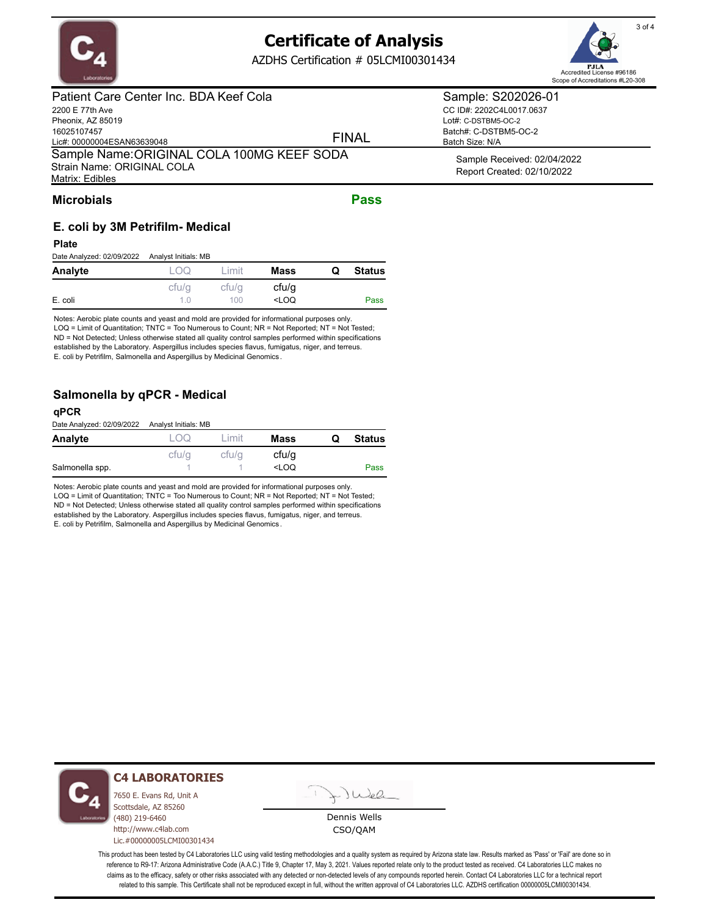# Certificate of Analysis

AZDHS Certification # 05LCMI00301434

Accredited License #96186
Scope of Accreditations #L20-308

**Patient Care Center Inc. BDA Keef Cola**
2200 E 77th Ave
Pheonix, AZ 85019
16025107457
Lic#: 00000004ESAN63639048

FINAL

**Sample: S202026-01**
CC ID#: 2202C4L0017.0637
Lot#: C-DSTBM5-OC-2
Batch#: C-DSTBM5-OC-2
Batch Size: N/A

Sample Name: ORIGINAL COLA 100MG KEEF SODA
Strain Name: ORIGINAL COLA
Matrix: Edibles

Sample Received: 02/04/2022
Report Created: 02/10/2022

## Microbials — Pass

### E. coli by 3M Petrifilm- Medical

**Plate**

Date Analyzed: 02/09/2022 Analyst Initials: MB

| Analyte | LOQ | Limit | Mass | Q | Status |
|---|---|---|---|---|---|
| | cfu/g | cfu/g | cfu/g | | |
| E. coli | 1.0 | 100 | <LOQ | | Pass |

Notes: Aerobic plate counts and yeast and mold are provided for informational purposes only.
LOQ = Limit of Quantitation; TNTC = Too Numerous to Count; NR = Not Reported; NT = Not Tested;
ND = Not Detected; Unless otherwise stated all quality control samples performed within specifications established by the Laboratory. Aspergillus includes species flavus, fumigatus, niger, and terreus.
E. coli by Petrifilm, Salmonella and Aspergillus by Medicinal Genomics.

### Salmonella by qPCR - Medical

**qPCR**

Date Analyzed: 02/09/2022 Analyst Initials: MB

| Analyte | LOQ | Limit | Mass | Q | Status |
|---|---|---|---|---|---|
| | cfu/g | cfu/g | cfu/g | | |
| Salmonella spp. | 1 | 1 | <LOQ | | Pass |

Notes: Aerobic plate counts and yeast and mold are provided for informational purposes only.
LOQ = Limit of Quantitation; TNTC = Too Numerous to Count; NR = Not Reported; NT = Not Tested;
ND = Not Detected; Unless otherwise stated all quality control samples performed within specifications established by the Laboratory. Aspergillus includes species flavus, fumigatus, niger, and terreus.
E. coli by Petrifilm, Salmonella and Aspergillus by Medicinal Genomics.

**C4 LABORATORIES**
7650 E. Evans Rd, Unit A
Scottsdale, AZ 85260
(480) 219-6460
http://www.c4lab.com
Lic.#00000005LCMI00301434

Dennis Wells
CSO/QAM

This product has been tested by C4 Laboratories LLC using valid testing methodologies and a quality system as required by Arizona state law. Results marked as 'Pass' or 'Fail' are done so in reference to R9-17: Arizona Administrative Code (A.A.C.) Title 9, Chapter 17, May 3, 2021. Values reported relate only to the product tested as received. C4 Laboratories LLC makes no claims as to the efficacy, safety or other risks associated with any detected or non-detected levels of any compounds reported herein. Contact C4 Laboratories LLC for a technical report related to this sample. This Certificate shall not be reproduced except in full, without the written approval of C4 Laboratories LLC. AZDHS certification 00000005LCMI00301434.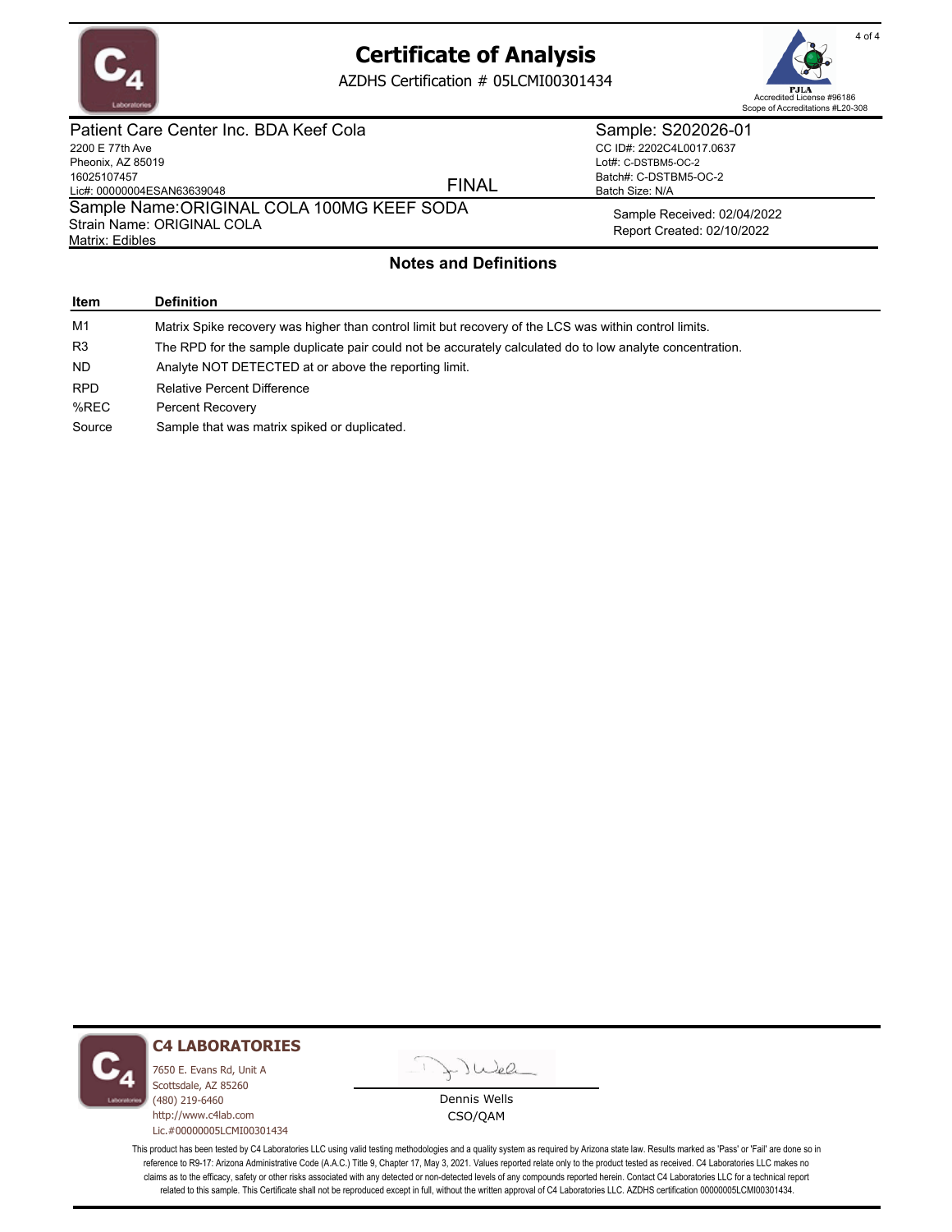# Certificate of Analysis

AZDHS Certification # 05LCMI00301434

Accredited License #96186
Scope of Accreditations #L20-308

Patient Care Center Inc. BDA Keef Cola
2200 E 77th Ave
Pheonix, AZ 85019
16025107457
Lic#: 00000004ESAN63639048

FINAL

Sample: S202026-01
CC ID#: 2202C4L0017.0637
Lot#: C-DSTBM5-OC-2
Batch#: C-DSTBM5-OC-2
Batch Size: N/A

Sample Name: ORIGINAL COLA 100MG KEEF SODA
Strain Name: ORIGINAL COLA
Matrix: Edibles

Sample Received: 02/04/2022
Report Created: 02/10/2022

## Notes and Definitions

| Item | Definition |
|---|---|
| M1 | Matrix Spike recovery was higher than control limit but recovery of the LCS was within control limits. |
| R3 | The RPD for the sample duplicate pair could not be accurately calculated do to low analyte concentration. |
| ND | Analyte NOT DETECTED at or above the reporting limit. |
| RPD | Relative Percent Difference |
| %REC | Percent Recovery |
| Source | Sample that was matrix spiked or duplicated. |

**C4 LABORATORIES**
7650 E. Evans Rd, Unit A
Scottsdale, AZ 85260
(480) 219-6460
http://www.c4lab.com
Lic.#00000005LCMI00301434

Dennis Wells
CSO/QAM

This product has been tested by C4 Laboratories LLC using valid testing methodologies and a quality system as required by Arizona state law. Results marked as 'Pass' or 'Fail' are done so in reference to R9-17: Arizona Administrative Code (A.A.C.) Title 9, Chapter 17, May 3, 2021. Values reported relate only to the product tested as received. C4 Laboratories LLC makes no claims as to the efficacy, safety or other risks associated with any detected or non-detected levels of any compounds reported herein. Contact C4 Laboratories LLC for a technical report related to this sample. This Certificate shall not be reproduced except in full, without the written approval of C4 Laboratories LLC. AZDHS certification 00000005LCMI00301434.